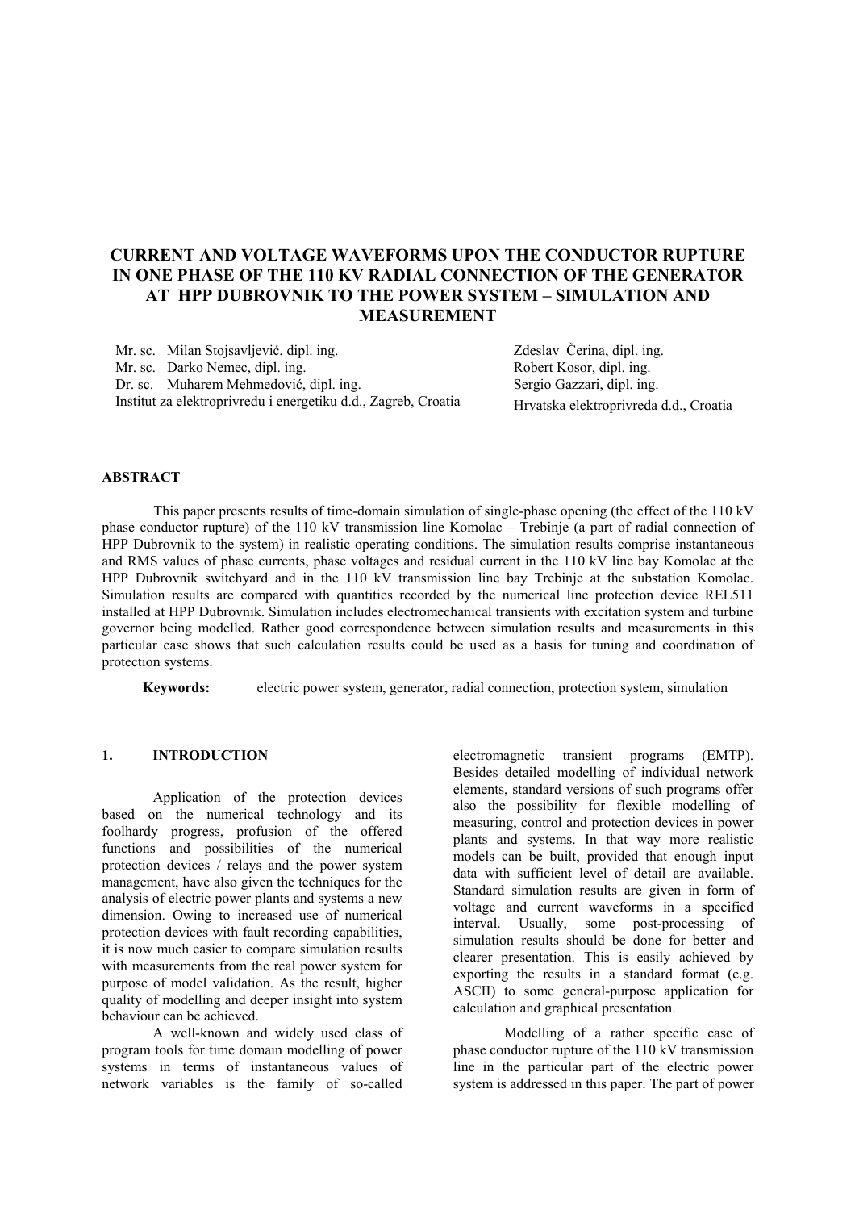# CURRENT AND VOLTAGE WAVEFORMS UPON THE CONDUCTOR RUPTURE IN ONE PHASE OF THE 110 KV RADIAL CONNECTION OF THE GENERATOR AT HPP DUBROVNIK TO THE POWER SYSTEM – SIMULATION AND MEASUREMENT

Mr. sc. Milan Stojsavljević, dipl. ing.
Mr. sc. Darko Nemec, dipl. ing.
Dr. sc. Muharem Mehmedović, dipl. ing.
Institut za elektroprivredu i energetiku d.d., Zagreb, Croatia

Zdeslav Čerina, dipl. ing.
Robert Kosor, dipl. ing.
Sergio Gazzari, dipl. ing.
Hrvatska elektroprivreda d.d., Croatia

## ABSTRACT

This paper presents results of time-domain simulation of single-phase opening (the effect of the 110 kV phase conductor rupture) of the 110 kV transmission line Komolac – Trebinje (a part of radial connection of HPP Dubrovnik to the system) in realistic operating conditions. The simulation results comprise instantaneous and RMS values of phase currents, phase voltages and residual current in the 110 kV line bay Komolac at the HPP Dubrovnik switchyard and in the 110 kV transmission line bay Trebinje at the substation Komolac. Simulation results are compared with quantities recorded by the numerical line protection device REL511 installed at HPP Dubrovnik. Simulation includes electromechanical transients with excitation system and turbine governor being modelled. Rather good correspondence between simulation results and measurements in this particular case shows that such calculation results could be used as a basis for tuning and coordination of protection systems.

**Keywords:** electric power system, generator, radial connection, protection system, simulation

## 1. INTRODUCTION

Application of the protection devices based on the numerical technology and its foolhardy progress, profusion of the offered functions and possibilities of the numerical protection devices / relays and the power system management, have also given the techniques for the analysis of electric power plants and systems a new dimension. Owing to increased use of numerical protection devices with fault recording capabilities, it is now much easier to compare simulation results with measurements from the real power system for purpose of model validation. As the result, higher quality of modelling and deeper insight into system behaviour can be achieved.

A well-known and widely used class of program tools for time domain modelling of power systems in terms of instantaneous values of network variables is the family of so-called electromagnetic transient programs (EMTP). Besides detailed modelling of individual network elements, standard versions of such programs offer also the possibility for flexible modelling of measuring, control and protection devices in power plants and systems. In that way more realistic models can be built, provided that enough input data with sufficient level of detail are available. Standard simulation results are given in form of voltage and current waveforms in a specified interval. Usually, some post-processing of simulation results should be done for better and clearer presentation. This is easily achieved by exporting the results in a standard format (e.g. ASCII) to some general-purpose application for calculation and graphical presentation.

Modelling of a rather specific case of phase conductor rupture of the 110 kV transmission line in the particular part of the electric power system is addressed in this paper. The part of power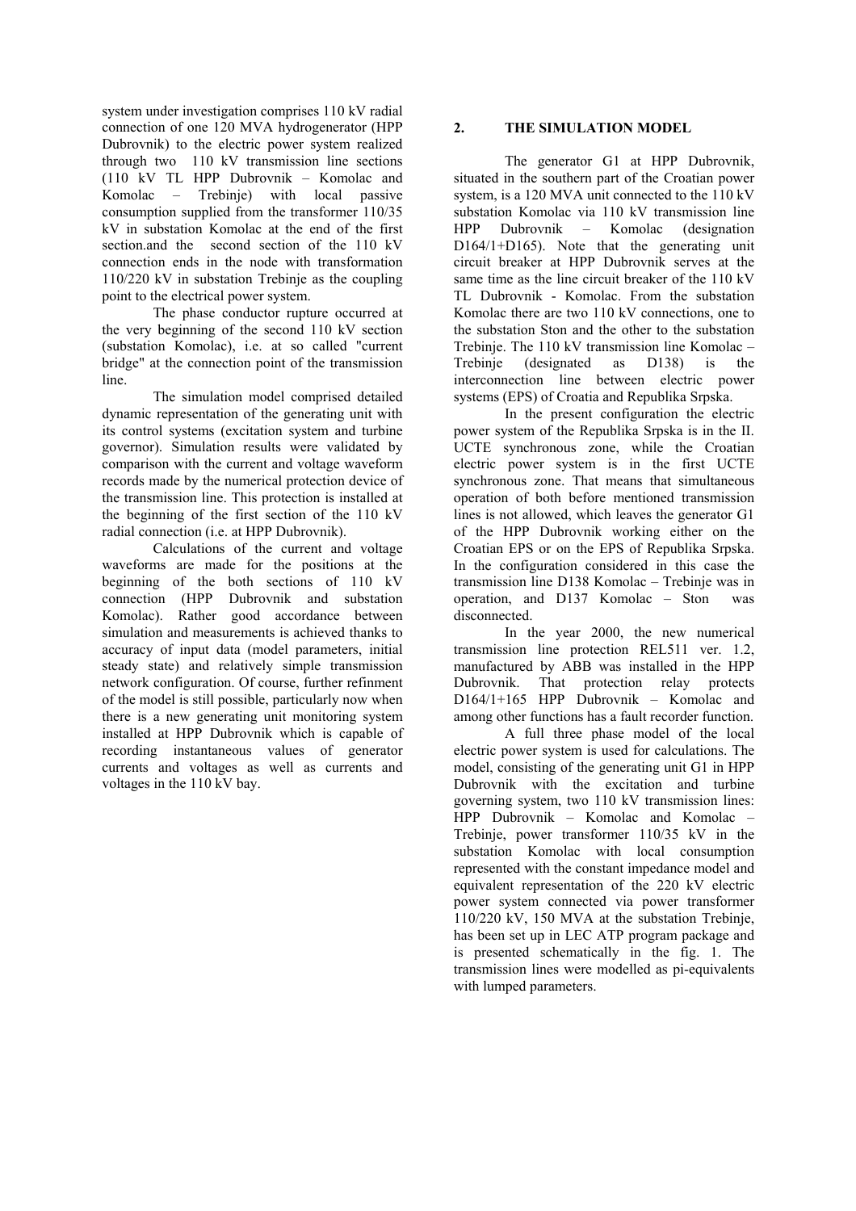system under investigation comprises 110 kV radial connection of one 120 MVA hydrogenerator (HPP Dubrovnik) to the electric power system realized through two 110 kV transmission line sections (110 kV TL HPP Dubrovnik – Komolac and Komolac – Trebinje) with local passive consumption supplied from the transformer 110/35 kV in substation Komolac at the end of the first section.and the second section of the 110 kV connection ends in the node with transformation 110/220 kV in substation Trebinje as the coupling point to the electrical power system.

The phase conductor rupture occurred at the very beginning of the second 110 kV section (substation Komolac), i.e. at so called "current bridge" at the connection point of the transmission line.

The simulation model comprised detailed dynamic representation of the generating unit with its control systems (excitation system and turbine governor). Simulation results were validated by comparison with the current and voltage waveform records made by the numerical protection device of the transmission line. This protection is installed at the beginning of the first section of the 110 kV radial connection (i.e. at HPP Dubrovnik).

Calculations of the current and voltage waveforms are made for the positions at the beginning of the both sections of 110 kV connection (HPP Dubrovnik and substation Komolac). Rather good accordance between simulation and measurements is achieved thanks to accuracy of input data (model parameters, initial steady state) and relatively simple transmission network configuration. Of course, further refinment of the model is still possible, particularly now when there is a new generating unit monitoring system installed at HPP Dubrovnik which is capable of recording instantaneous values of generator currents and voltages as well as currents and voltages in the 110 kV bay.

## 2. THE SIMULATION MODEL

The generator G1 at HPP Dubrovnik, situated in the southern part of the Croatian power system, is a 120 MVA unit connected to the 110 kV substation Komolac via 110 kV transmission line HPP Dubrovnik – Komolac (designation D164/1+D165). Note that the generating unit circuit breaker at HPP Dubrovnik serves at the same time as the line circuit breaker of the 110 kV TL Dubrovnik - Komolac. From the substation Komolac there are two 110 kV connections, one to the substation Ston and the other to the substation Trebinje. The 110 kV transmission line Komolac – Trebinje (designated as D138) is the interconnection line between electric power systems (EPS) of Croatia and Republika Srpska.

In the present configuration the electric power system of the Republika Srpska is in the II. UCTE synchronous zone, while the Croatian electric power system is in the first UCTE synchronous zone. That means that simultaneous operation of both before mentioned transmission lines is not allowed, which leaves the generator G1 of the HPP Dubrovnik working either on the Croatian EPS or on the EPS of Republika Srpska. In the configuration considered in this case the transmission line D138 Komolac – Trebinje was in operation, and D137 Komolac – Ston was disconnected.

In the year 2000, the new numerical transmission line protection REL511 ver. 1.2, manufactured by ABB was installed in the HPP Dubrovnik. That protection relay protects D164/1+165 HPP Dubrovnik – Komolac and among other functions has a fault recorder function.

A full three phase model of the local electric power system is used for calculations. The model, consisting of the generating unit G1 in HPP Dubrovnik with the excitation and turbine governing system, two 110 kV transmission lines: HPP Dubrovnik – Komolac and Komolac – Trebinje, power transformer 110/35 kV in the substation Komolac with local consumption represented with the constant impedance model and equivalent representation of the 220 kV electric power system connected via power transformer 110/220 kV, 150 MVA at the substation Trebinje, has been set up in LEC ATP program package and is presented schematically in the fig. 1. The transmission lines were modelled as pi-equivalents with lumped parameters.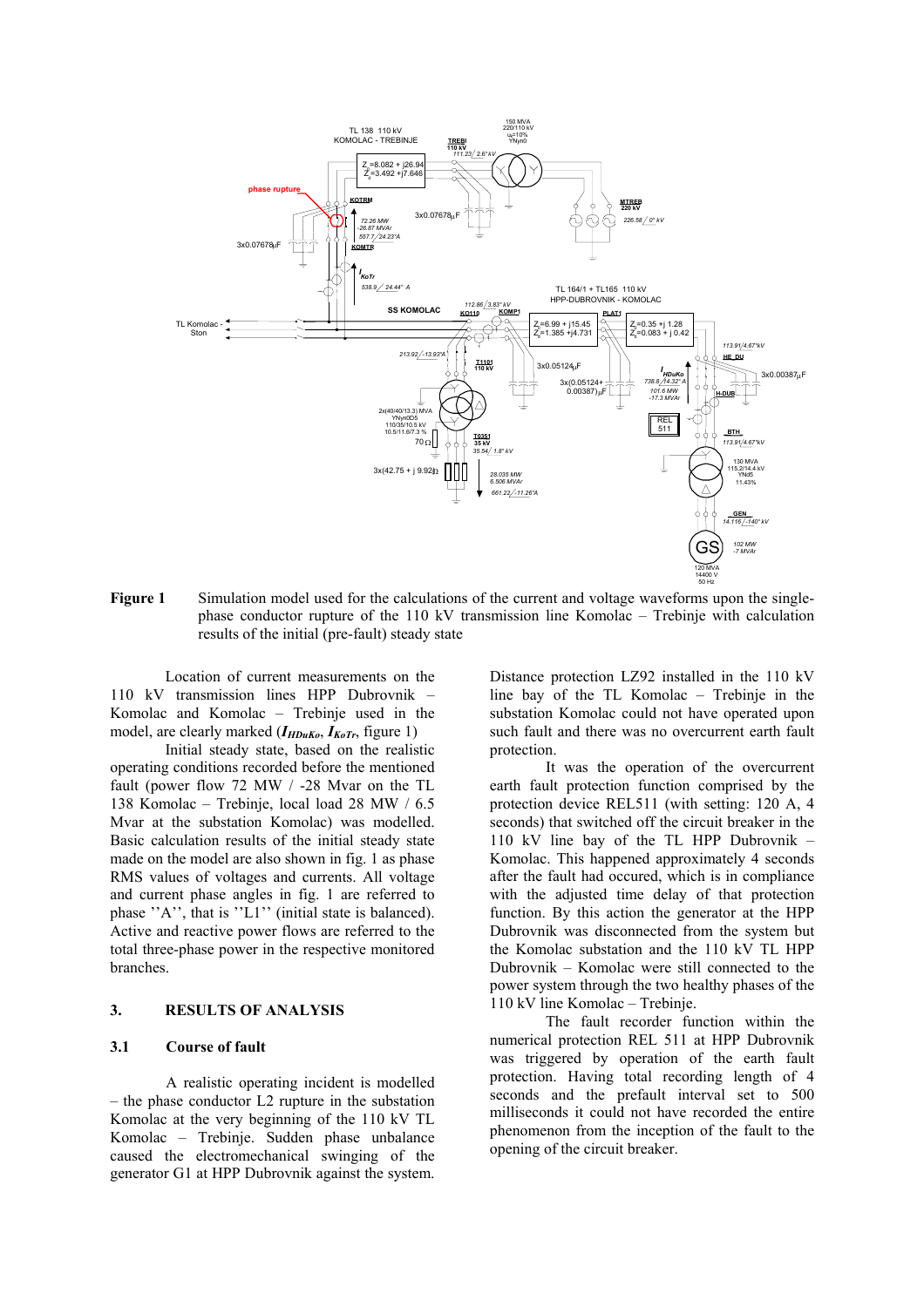**Figure 1** Simulation model used for the calculations of the current and voltage waveforms upon the single-phase conductor rupture of the 110 kV transmission line Komolac – Trebinje with calculation results of the initial (pre-fault) steady state

Location of current measurements on the 110 kV transmission lines HPP Dubrovnik – Komolac and Komolac – Trebinje used in the model, are clearly marked (***I**$_{HDuKo}$*, ***I**$_{KoTr}$*, figure 1)

Initial steady state, based on the realistic operating conditions recorded before the mentioned fault (power flow 72 MW / -28 Mvar on the TL 138 Komolac – Trebinje, local load 28 MW / 6.5 Mvar at the substation Komolac) was modelled. Basic calculation results of the initial steady state made on the model are also shown in fig. 1 as phase RMS values of voltages and currents. All voltage and current phase angles in fig. 1 are referred to phase ''A'', that is ''L1'' (initial state is balanced). Active and reactive power flows are referred to the total three-phase power in the respective monitored branches.

## 3. RESULTS OF ANALYSIS

### 3.1 Course of fault

A realistic operating incident is modelled – the phase conductor L2 rupture in the substation Komolac at the very beginning of the 110 kV TL Komolac – Trebinje. Sudden phase unbalance caused the electromechanical swinging of the generator G1 at HPP Dubrovnik against the system. Distance protection LZ92 installed in the 110 kV line bay of the TL Komolac – Trebinje in the substation Komolac could not have operated upon such fault and there was no overcurrent earth fault protection.

It was the operation of the overcurrent earth fault protection function comprised by the protection device REL511 (with setting: 120 A, 4 seconds) that switched off the circuit breaker in the 110 kV line bay of the TL HPP Dubrovnik – Komolac. This happened approximately 4 seconds after the fault had occured, which is in compliance with the adjusted time delay of that protection function. By this action the generator at the HPP Dubrovnik was disconnected from the system but the Komolac substation and the 110 kV TL HPP Dubrovnik – Komolac were still connected to the power system through the two healthy phases of the 110 kV line Komolac – Trebinje.

The fault recorder function within the numerical protection REL 511 at HPP Dubrovnik was triggered by operation of the earth fault protection. Having total recording length of 4 seconds and the prefault interval set to 500 milliseconds it could not have recorded the entire phenomenon from the inception of the fault to the opening of the circuit breaker.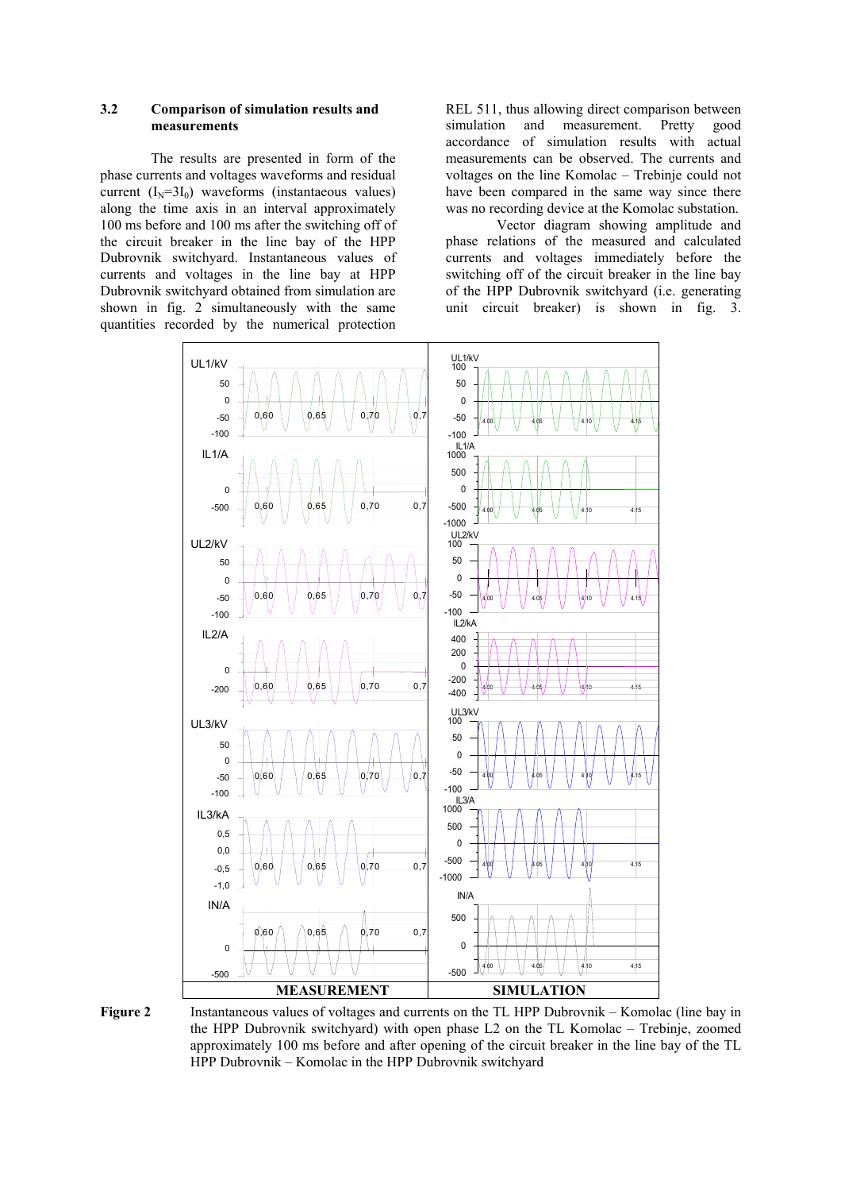### 3.2 Comparison of simulation results and measurements

The results are presented in form of the phase currents and voltages waveforms and residual current ($I_N$=3$I_0$) waveforms (instantaneous values) along the time axis in an interval approximately 100 ms before and 100 ms after the switching off of the circuit breaker in the line bay of the HPP Dubrovnik switchyard. Instantaneous values of currents and voltages in the line bay at HPP Dubrovnik switchyard obtained from simulation are shown in fig. 2 simultaneously with the same quantities recorded by the numerical protection REL 511, thus allowing direct comparison between simulation and measurement. Pretty good accordance of simulation results with actual measurements can be observed. The currents and voltages on the line Komolac – Trebinje could not have been compared in the same way since there was no recording device at the Komolac substation.

Vector diagram showing amplitude and phase relations of the measured and calculated currents and voltages immediately before the switching off of the circuit breaker in the line bay of the HPP Dubrovnik switchyard (i.e. generating unit circuit breaker) is shown in fig. 3.

**Figure 2** Instantaneous values of voltages and currents on the TL HPP Dubrovnik – Komolac (line bay in the HPP Dubrovnik switchyard) with open phase L2 on the TL Komolac – Trebinje, zoomed approximately 100 ms before and after opening of the circuit breaker in the line bay of the TL HPP Dubrovnik – Komolac in the HPP Dubrovnik switchyard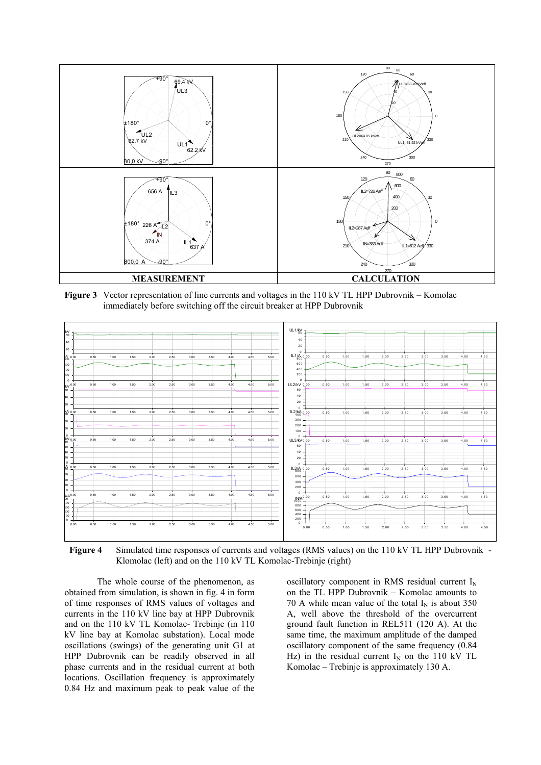**Figure 3** Vector representation of line currents and voltages in the 110 kV TL HPP Dubrovnik – Komolac immediately before switching off the circuit breaker at HPP Dubrovnik

**Figure 4** Simulated time responses of currents and voltages (RMS values) on the 110 kV TL HPP Dubrovnik - Klomolac (left) and on the 110 kV TL Komolac-Trebinje (right)

The whole course of the phenomenon, as obtained from simulation, is shown in fig. 4 in form of time responses of RMS values of voltages and currents in the 110 kV line bay at HPP Dubrovnik and on the 110 kV TL Komolac- Trebinje (in 110 kV line bay at Komolac substation). Local mode oscillations (swings) of the generating unit G1 at HPP Dubrovnik can be readily observed in all phase currents and in the residual current at both locations. Oscillation frequency is approximately 0.84 Hz and maximum peak to peak value of the oscillatory component in RMS residual current $I_N$ on the TL HPP Dubrovnik – Komolac amounts to 70 A while mean value of the total $I_N$ is about 350 A, well above the threshold of the overcurrent ground fault function in REL511 (120 A). At the same time, the maximum amplitude of the damped oscillatory component of the same frequency (0.84 Hz) in the residual current $I_N$ on the 110 kV TL Komolac – Trebinje is approximately 130 A.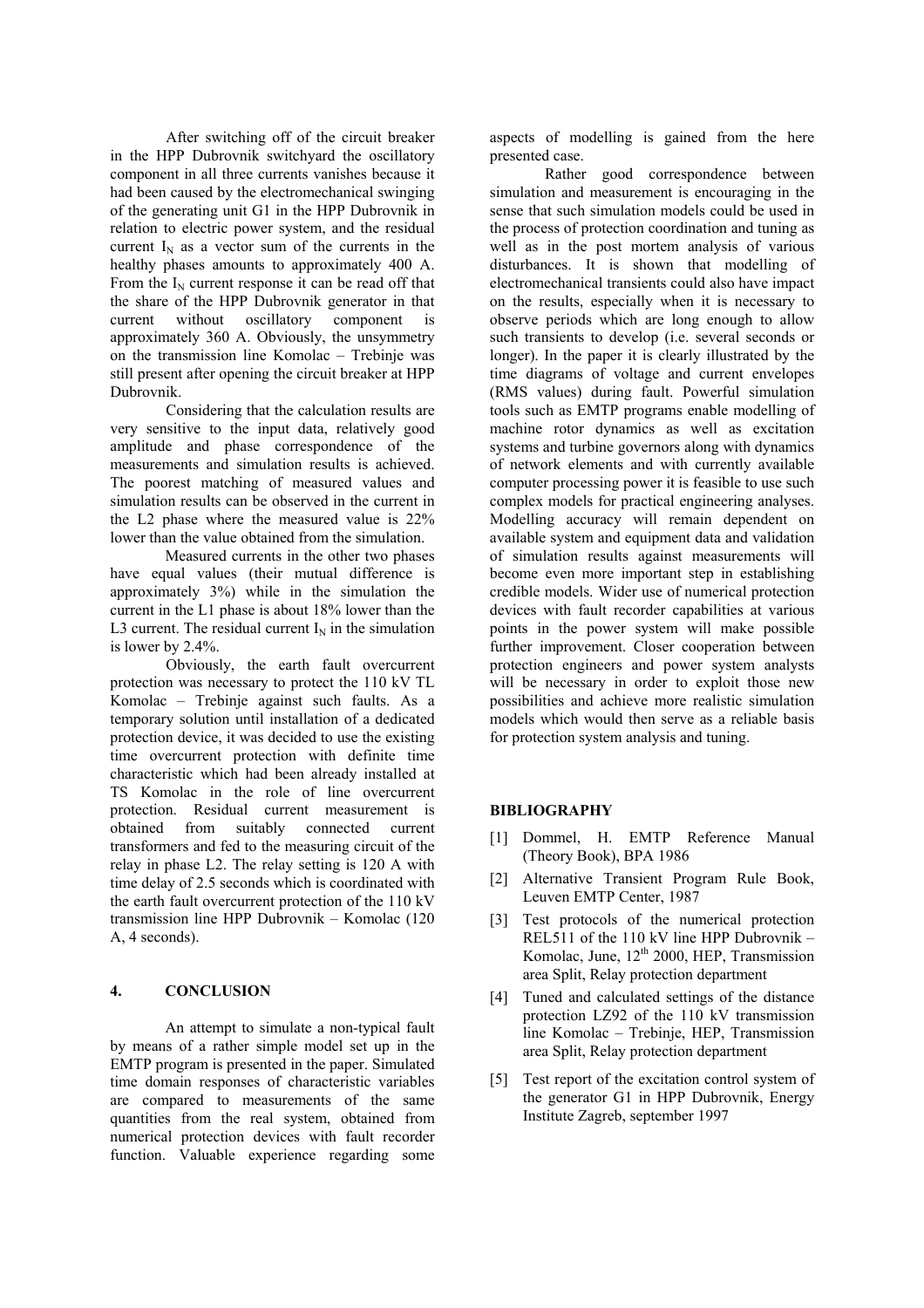After switching off of the circuit breaker in the HPP Dubrovnik switchyard the oscillatory component in all three currents vanishes because it had been caused by the electromechanical swinging of the generating unit G1 in the HPP Dubrovnik in relation to electric power system, and the residual current $I_N$ as a vector sum of the currents in the healthy phases amounts to approximately 400 A. From the $I_N$ current response it can be read off that the share of the HPP Dubrovnik generator in that current without oscillatory component is approximately 360 A. Obviously, the unsymmetry on the transmission line Komolac – Trebinje was still present after opening the circuit breaker at HPP Dubrovnik.

Considering that the calculation results are very sensitive to the input data, relatively good amplitude and phase correspondence of the measurements and simulation results is achieved. The poorest matching of measured values and simulation results can be observed in the current in the L2 phase where the measured value is 22% lower than the value obtained from the simulation.

Measured currents in the other two phases have equal values (their mutual difference is approximately 3%) while in the simulation the current in the L1 phase is about 18% lower than the L3 current. The residual current $I_N$ in the simulation is lower by 2.4%.

Obviously, the earth fault overcurrent protection was necessary to protect the 110 kV TL Komolac – Trebinje against such faults. As a temporary solution until installation of a dedicated protection device, it was decided to use the existing time overcurrent protection with definite time characteristic which had been already installed at TS Komolac in the role of line overcurrent protection. Residual current measurement is obtained from suitably connected current transformers and fed to the measuring circuit of the relay in phase L2. The relay setting is 120 A with time delay of 2.5 seconds which is coordinated with the earth fault overcurrent protection of the 110 kV transmission line HPP Dubrovnik – Komolac (120 A, 4 seconds).

## 4. CONCLUSION

An attempt to simulate a non-typical fault by means of a rather simple model set up in the EMTP program is presented in the paper. Simulated time domain responses of characteristic variables are compared to measurements of the same quantities from the real system, obtained from numerical protection devices with fault recorder function. Valuable experience regarding some aspects of modelling is gained from the here presented case.

Rather good correspondence between simulation and measurement is encouraging in the sense that such simulation models could be used in the process of protection coordination and tuning as well as in the post mortem analysis of various disturbances. It is shown that modelling of electromechanical transients could also have impact on the results, especially when it is necessary to observe periods which are long enough to allow such transients to develop (i.e. several seconds or longer). In the paper it is clearly illustrated by the time diagrams of voltage and current envelopes (RMS values) during fault. Powerful simulation tools such as EMTP programs enable modelling of machine rotor dynamics as well as excitation systems and turbine governors along with dynamics of network elements and with currently available computer processing power it is feasible to use such complex models for practical engineering analyses. Modelling accuracy will remain dependent on available system and equipment data and validation of simulation results against measurements will become even more important step in establishing credible models. Wider use of numerical protection devices with fault recorder capabilities at various points in the power system will make possible further improvement. Closer cooperation between protection engineers and power system analysts will be necessary in order to exploit those new possibilities and achieve more realistic simulation models which would then serve as a reliable basis for protection system analysis and tuning.

## BIBLIOGRAPHY

[1] Dommel, H. EMTP Reference Manual (Theory Book), BPA 1986

[2] Alternative Transient Program Rule Book, Leuven EMTP Center, 1987

[3] Test protocols of the numerical protection REL511 of the 110 kV line HPP Dubrovnik – Komolac, June, 12th 2000, HEP, Transmission area Split, Relay protection department

[4] Tuned and calculated settings of the distance protection LZ92 of the 110 kV transmission line Komolac – Trebinje, HEP, Transmission area Split, Relay protection department

[5] Test report of the excitation control system of the generator G1 in HPP Dubrovnik, Energy Institute Zagreb, september 1997